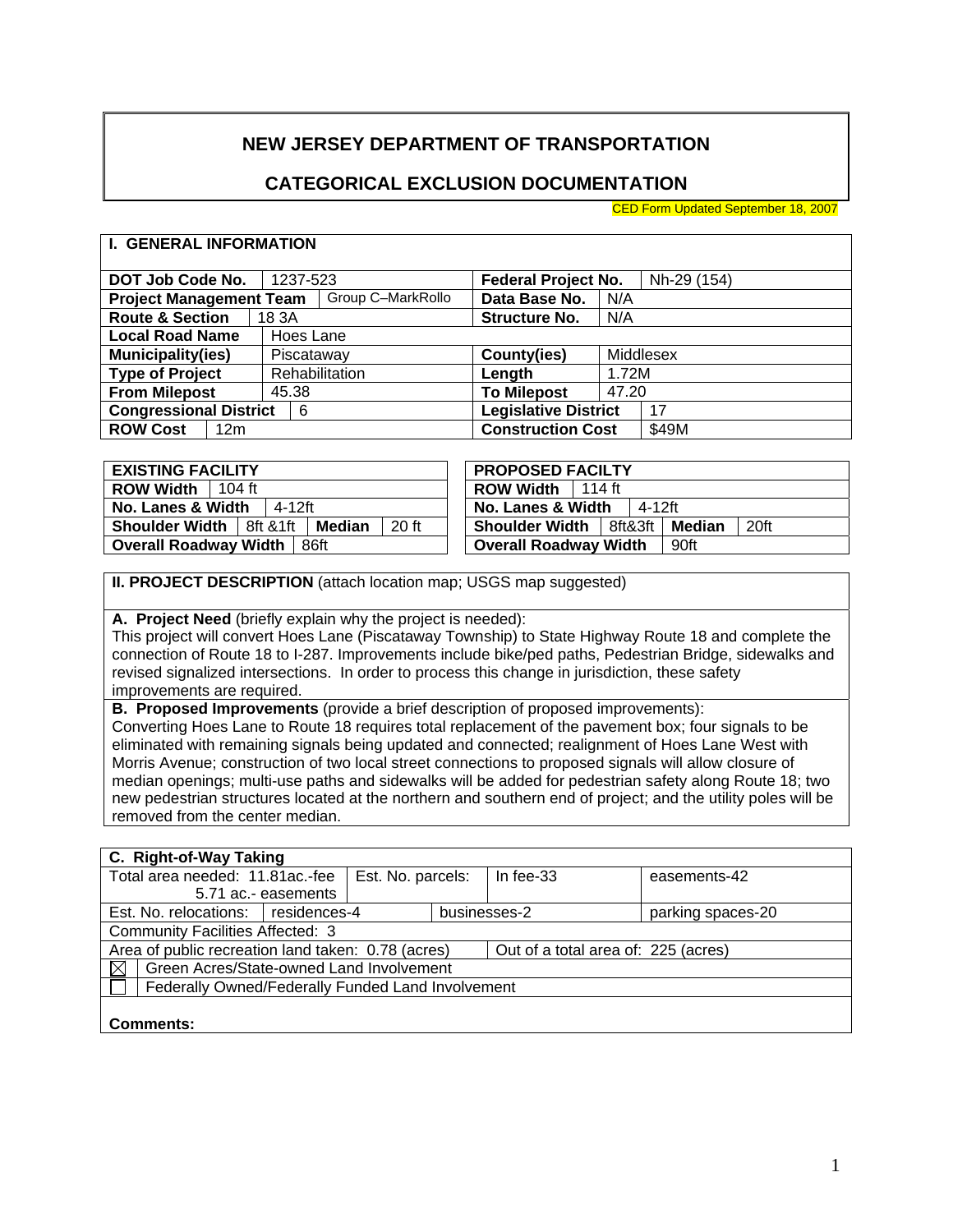# NEW JERSEY DEPARTMENT OF TRANSPORTATION

## CATEGORICAL EXCLUSION DOCUMENTATION

CED Form Updated September 18, 2007

### I. GENERAL INFORMATION

| | | | |
|---|---|---|---|
| **DOT Job Code No.** | 1237-523 | **Federal Project No.** | Nh-29 (154) |
| **Project Management Team** | Group C–MarkRollo | **Data Base No.** | N/A |
| **Route & Section** | 18 3A | **Structure No.** | N/A |
| **Local Road Name** | Hoes Lane | | |
| **Municipality(ies)** | Piscataway | **County(ies)** | Middlesex |
| **Type of Project** | Rehabilitation | **Length** | 1.72M |
| **From Milepost** | 45.38 | **To Milepost** | 47.20 |
| **Congressional District** | 6 | **Legislative District** | 17 |
| **ROW Cost** | 12m | **Construction Cost** | $49M |

| **EXISTING FACILITY** | | | |
|---|---|---|---|
| **ROW Width** | 104 ft | | |
| **No. Lanes & Width** | 4-12ft | | |
| **Shoulder Width** | 8ft &1ft | **Median** | 20 ft |
| **Overall Roadway Width** | 86ft | | |

| **PROPOSED FACILTY** | | | |
|---|---|---|---|
| **ROW Width** | 114 ft | | |
| **No. Lanes & Width** | 4-12ft | | |
| **Shoulder Width** | 8ft&3ft | **Median** | 20ft |
| **Overall Roadway Width** | 90ft | | |

### II. PROJECT DESCRIPTION (attach location map; USGS map suggested)

**A. Project Need** (briefly explain why the project is needed):
This project will convert Hoes Lane (Piscataway Township) to State Highway Route 18 and complete the connection of Route 18 to I-287. Improvements include bike/ped paths, Pedestrian Bridge, sidewalks and revised signalized intersections. In order to process this change in jurisdiction, these safety improvements are required.

**B. Proposed Improvements** (provide a brief description of proposed improvements):
Converting Hoes Lane to Route 18 requires total replacement of the pavement box; four signals to be eliminated with remaining signals being updated and connected; realignment of Hoes Lane West with Morris Avenue; construction of two local street connections to proposed signals will allow closure of median openings; multi-use paths and sidewalks will be added for pedestrian safety along Route 18; two new pedestrian structures located at the northern and southern end of project; and the utility poles will be removed from the center median.

| **C. Right-of-Way Taking** | | | |
|---|---|---|---|
| Total area needed: 11.81ac.-fee 5.71 ac.- easements | Est. No. parcels: | In fee-33 | easements-42 |
| Est. No. relocations: | residences-4 | businesses-2 | parking spaces-20 |
| Community Facilities Affected: 3 | | | |
| Area of public recreation land taken: 0.78 (acres) | | Out of a total area of: 225 (acres) | |
| ☒ Green Acres/State-owned Land Involvement | | | |
| ☐ Federally Owned/Federally Funded Land Involvement | | | |
| **Comments:** | | | |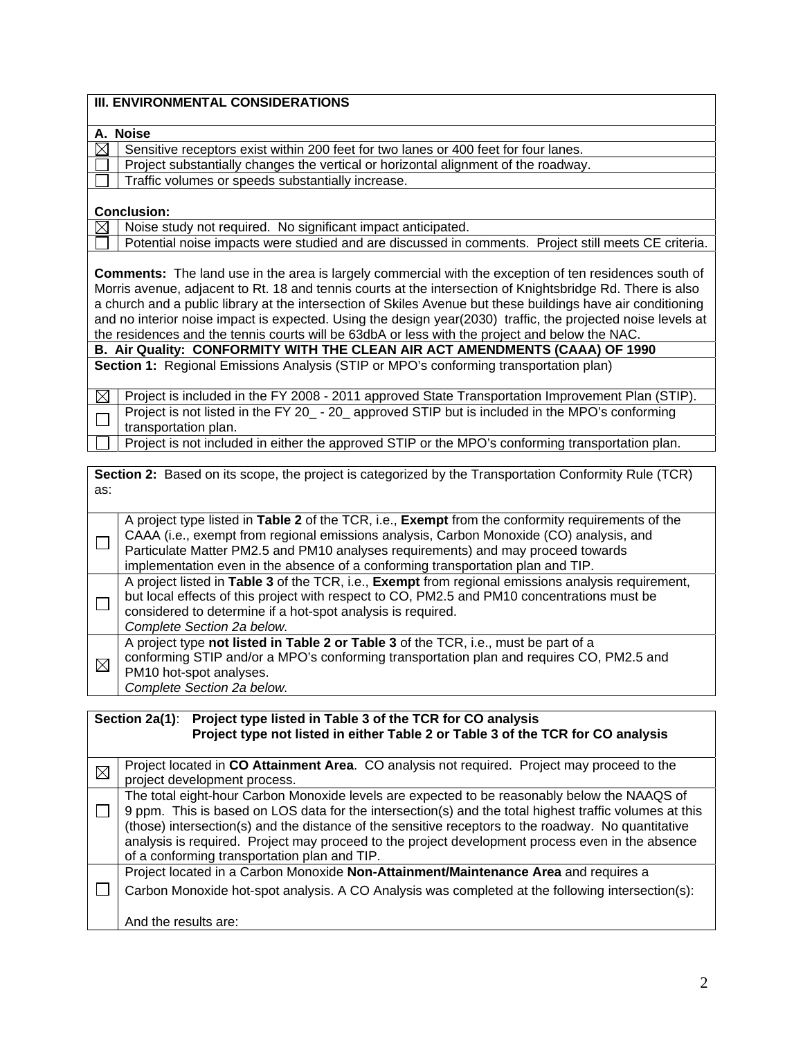## III. ENVIRONMENTAL CONSIDERATIONS

### A. Noise

| | |
|---|---|
| ☒ | Sensitive receptors exist within 200 feet for two lanes or 400 feet for four lanes. |
| ☐ | Project substantially changes the vertical or horizontal alignment of the roadway. |
| ☐ | Traffic volumes or speeds substantially increase. |

**Conclusion:**

| | |
|---|---|
| ☒ | Noise study not required. No significant impact anticipated. |
| ☐ | Potential noise impacts were studied and are discussed in comments. Project still meets CE criteria. |

**Comments:** The land use in the area is largely commercial with the exception of ten residences south of Morris avenue, adjacent to Rt. 18 and tennis courts at the intersection of Knightsbridge Rd. There is also a church and a public library at the intersection of Skiles Avenue but these buildings have air conditioning and no interior noise impact is expected. Using the design year(2030) traffic, the projected noise levels at the residences and the tennis courts will be 63dbA or less with the project and below the NAC.

### B. Air Quality: CONFORMITY WITH THE CLEAN AIR ACT AMENDMENTS (CAAA) OF 1990

**Section 1:** Regional Emissions Analysis (STIP or MPO's conforming transportation plan)

| | |
|---|---|
| ☒ | Project is included in the FY 2008 - 2011 approved State Transportation Improvement Plan (STIP). |
| ☐ | Project is not listed in the FY 20_ - 20_ approved STIP but is included in the MPO's conforming transportation plan. |
| ☐ | Project is not included in either the approved STIP or the MPO's conforming transportation plan. |

**Section 2:** Based on its scope, the project is categorized by the Transportation Conformity Rule (TCR) as:

| | |
|---|---|
| ☐ | A project type listed in **Table 2** of the TCR, i.e., **Exempt** from the conformity requirements of the CAAA (i.e., exempt from regional emissions analysis, Carbon Monoxide (CO) analysis, and Particulate Matter PM2.5 and PM10 analyses requirements) and may proceed towards implementation even in the absence of a conforming transportation plan and TIP. |
| ☐ | A project listed in **Table 3** of the TCR, i.e., **Exempt** from regional emissions analysis requirement, but local effects of this project with respect to CO, PM2.5 and PM10 concentrations must be considered to determine if a hot-spot analysis is required. *Complete Section 2a below.* |
| ☒ | A project type **not listed in Table 2 or Table 3** of the TCR, i.e., must be part of a conforming STIP and/or a MPO's conforming transportation plan and requires CO, PM2.5 and PM10 hot-spot analyses. *Complete Section 2a below.* |

**Section 2a(1)**: **Project type listed in Table 3 of the TCR for CO analysis**
**Project type not listed in either Table 2 or Table 3 of the TCR for CO analysis**

| | |
|---|---|
| ☒ | Project located in **CO Attainment Area**. CO analysis not required. Project may proceed to the project development process. |
| ☐ | The total eight-hour Carbon Monoxide levels are expected to be reasonably below the NAAQS of 9 ppm. This is based on LOS data for the intersection(s) and the total highest traffic volumes at this (those) intersection(s) and the distance of the sensitive receptors to the roadway. No quantitative analysis is required. Project may proceed to the project development process even in the absence of a conforming transportation plan and TIP. |
| ☐ | Project located in a Carbon Monoxide **Non-Attainment/Maintenance Area** and requires a Carbon Monoxide hot-spot analysis. A CO Analysis was completed at the following intersection(s): <br><br> And the results are: |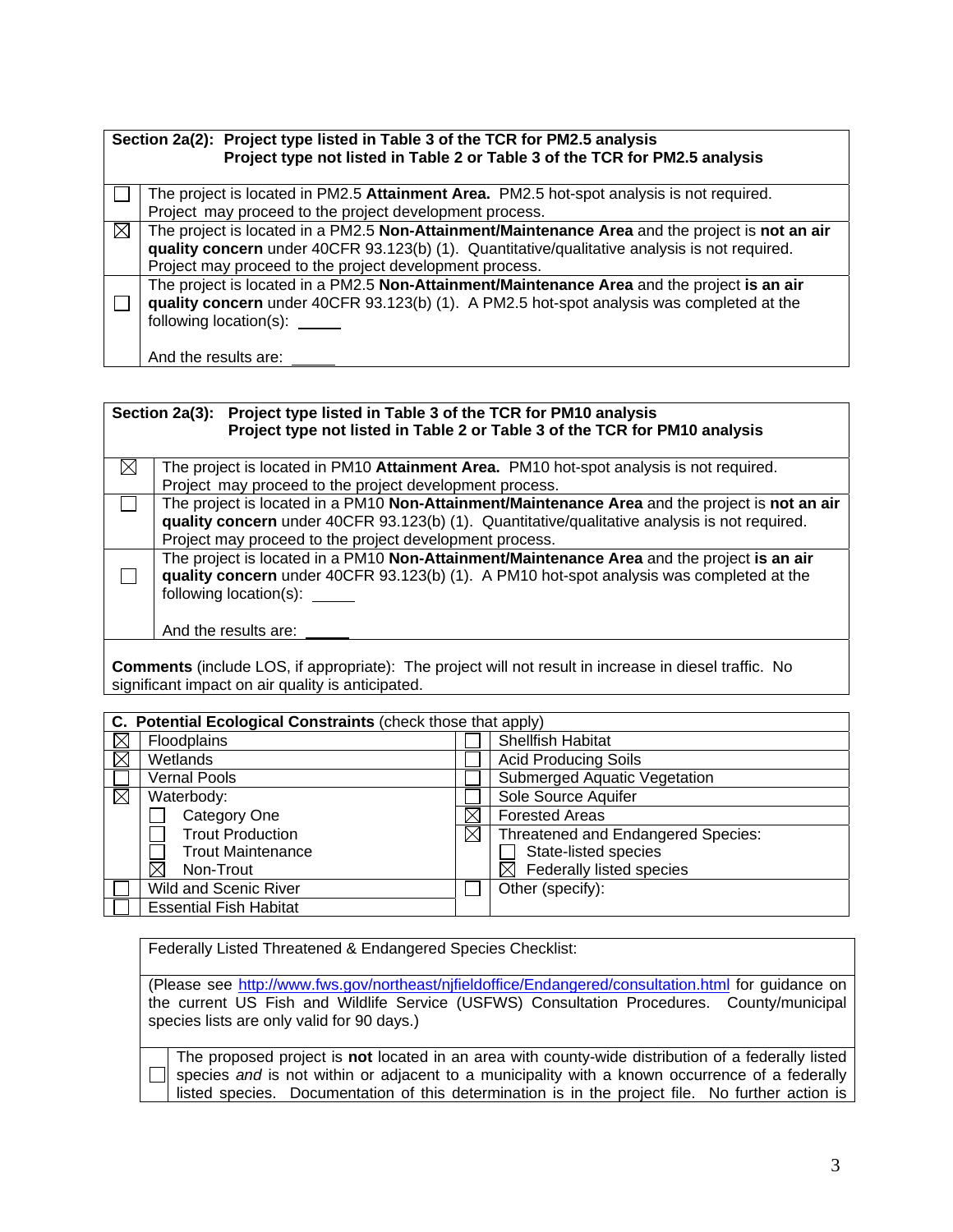| **Section 2a(2): Project type listed in Table 3 of the TCR for PM2.5 analysis**<br>**Project type not listed in Table 2 or Table 3 of the TCR for PM2.5 analysis** | |
|---|---|
| ☐ | The project is located in PM2.5 **Attainment Area.** PM2.5 hot-spot analysis is not required. Project may proceed to the project development process. |
| ☒ | The project is located in a PM2.5 **Non-Attainment/Maintenance Area** and the project is **not an air quality concern** under 40CFR 93.123(b) (1). Quantitative/qualitative analysis is not required. Project may proceed to the project development process. |
| ☐ | The project is located in a PM2.5 **Non-Attainment/Maintenance Area** and the project **is an air quality concern** under 40CFR 93.123(b) (1). A PM2.5 hot-spot analysis was completed at the following location(s): \_\_\_\_\_<br><br>And the results are: \_\_\_\_\_ |

| **Section 2a(3): Project type listed in Table 3 of the TCR for PM10 analysis**<br>**Project type not listed in Table 2 or Table 3 of the TCR for PM10 analysis** | |
|---|---|
| ☒ | The project is located in PM10 **Attainment Area.** PM10 hot-spot analysis is not required. Project may proceed to the project development process. |
| ☐ | The project is located in a PM10 **Non-Attainment/Maintenance Area** and the project is **not an air quality concern** under 40CFR 93.123(b) (1). Quantitative/qualitative analysis is not required. Project may proceed to the project development process. |
| ☐ | The project is located in a PM10 **Non-Attainment/Maintenance Area** and the project **is an air quality concern** under 40CFR 93.123(b) (1). A PM10 hot-spot analysis was completed at the following location(s): \_\_\_\_\_<br><br>And the results are: \_\_\_\_\_ |

**Comments** (include LOS, if appropriate): The project will not result in increase in diesel traffic. No significant impact on air quality is anticipated.

| **C. Potential Ecological Constraints** (check those that apply) | | | |
|---|---|---|---|
| ☒ | Floodplains | ☐ | Shellfish Habitat |
| ☒ | Wetlands | ☐ | Acid Producing Soils |
| ☐ | Vernal Pools | ☐ | Submerged Aquatic Vegetation |
| ☒ | Waterbody: | ☐ | Sole Source Aquifer |
| | ☐ Category One | ☒ | Forested Areas |
| | ☐ Trout Production | ☒ | Threatened and Endangered Species: |
| | ☐ Trout Maintenance | | ☐ State-listed species |
| | ☒ Non-Trout | | ☒ Federally listed species |
| ☐ | Wild and Scenic River | ☐ | Other (specify): |
| ☐ | Essential Fish Habitat | | |

| Federally Listed Threatened & Endangered Species Checklist: | |
|---|---|
| (Please see http://www.fws.gov/northeast/njfieldoffice/Endangered/consultation.html for guidance on the current US Fish and Wildlife Service (USFWS) Consultation Procedures. County/municipal species lists are only valid for 90 days.) | |
| ☐ | The proposed project is **not** located in an area with county-wide distribution of a federally listed species *and* is not within or adjacent to a municipality with a known occurrence of a federally listed species. Documentation of this determination is in the project file. No further action is |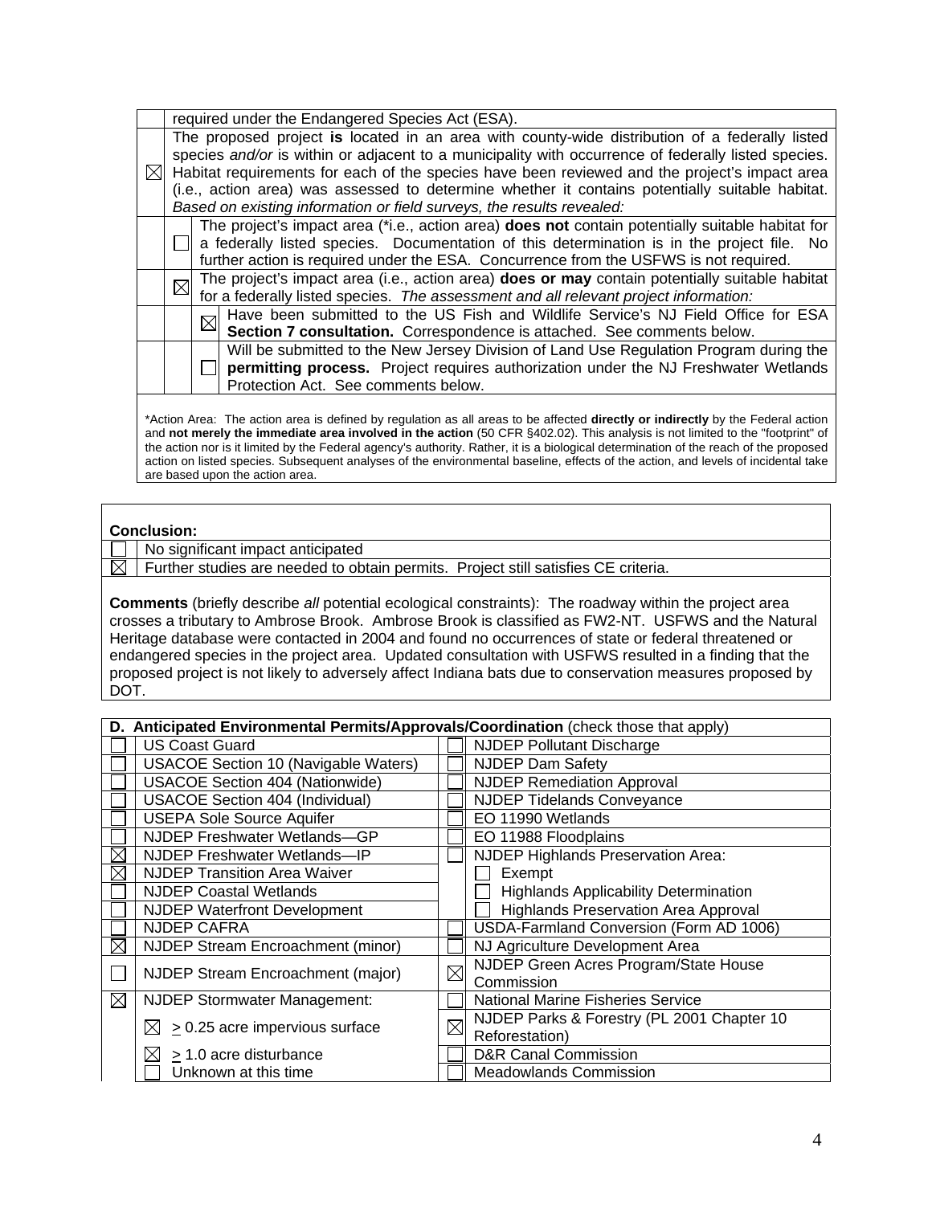| | | | |
|---|---|---|---|
| | required under the Endangered Species Act (ESA). | | |
| ☒ | The proposed project **is** located in an area with county-wide distribution of a federally listed species *and/or* is within or adjacent to a municipality with occurrence of federally listed species. Habitat requirements for each of the species have been reviewed and the project's impact area (i.e., action area) was assessed to determine whether it contains potentially suitable habitat. *Based on existing information or field surveys, the results revealed:* | | |
| | ☐ | The project's impact area (*i.e., action area) **does not** contain potentially suitable habitat for a federally listed species. Documentation of this determination is in the project file. No further action is required under the ESA. Concurrence from the USFWS is not required. | |
| | ☒ | The project's impact area (i.e., action area) **does or may** contain potentially suitable habitat for a federally listed species. *The assessment and all relevant project information:* | |
| | | ☒ | Have been submitted to the US Fish and Wildlife Service's NJ Field Office for ESA **Section 7 consultation.** Correspondence is attached. See comments below. |
| | | ☐ | Will be submitted to the New Jersey Division of Land Use Regulation Program during the **permitting process.** Project requires authorization under the NJ Freshwater Wetlands Protection Act. See comments below. |

*Action Area: The action area is defined by regulation as all areas to be affected **directly or indirectly** by the Federal action and **not merely the immediate area involved in the action** (50 CFR §402.02). This analysis is not limited to the "footprint" of the action nor is it limited by the Federal agency's authority. Rather, it is a biological determination of the reach of the proposed action on listed species. Subsequent analyses of the environmental baseline, effects of the action, and levels of incidental take are based upon the action area.

**Conclusion:**

| | |
|---|---|
| ☐ | No significant impact anticipated |
| ☒ | Further studies are needed to obtain permits. Project still satisfies CE criteria. |

**Comments** (briefly describe *all* potential ecological constraints): The roadway within the project area crosses a tributary to Ambrose Brook. Ambrose Brook is classified as FW2-NT. USFWS and the Natural Heritage database were contacted in 2004 and found no occurrences of state or federal threatened or endangered species in the project area. Updated consultation with USFWS resulted in a finding that the proposed project is not likely to adversely affect Indiana bats due to conservation measures proposed by DOT.

| **D. Anticipated Environmental Permits/Approvals/Coordination** (check those that apply) | | | |
|---|---|---|---|
| ☐ | US Coast Guard | ☐ | NJDEP Pollutant Discharge |
| ☐ | USACOE Section 10 (Navigable Waters) | ☐ | NJDEP Dam Safety |
| ☐ | USACOE Section 404 (Nationwide) | ☐ | NJDEP Remediation Approval |
| ☐ | USACOE Section 404 (Individual) | ☐ | NJDEP Tidelands Conveyance |
| ☐ | USEPA Sole Source Aquifer | ☐ | EO 11990 Wetlands |
| ☐ | NJDEP Freshwater Wetlands—GP | ☐ | EO 11988 Floodplains |
| ☒ | NJDEP Freshwater Wetlands—IP | ☐ | NJDEP Highlands Preservation Area: |
| ☒ | NJDEP Transition Area Waiver | | ☐ Exempt |
| ☐ | NJDEP Coastal Wetlands | | ☐ Highlands Applicability Determination |
| ☐ | NJDEP Waterfront Development | | ☐ Highlands Preservation Area Approval |
| ☐ | NJDEP CAFRA | ☐ | USDA-Farmland Conversion (Form AD 1006) |
| ☒ | NJDEP Stream Encroachment (minor) | ☐ | NJ Agriculture Development Area |
| ☐ | NJDEP Stream Encroachment (major) | ☒ | NJDEP Green Acres Program/State House Commission |
| ☒ | NJDEP Stormwater Management: | ☐ | National Marine Fisheries Service |
| | ☒ ≥ 0.25 acre impervious surface | ☒ | NJDEP Parks & Forestry (PL 2001 Chapter 10 Reforestation) |
| | ☒ ≥ 1.0 acre disturbance | ☐ | D&R Canal Commission |
| | ☐ Unknown at this time | ☐ | Meadowlands Commission |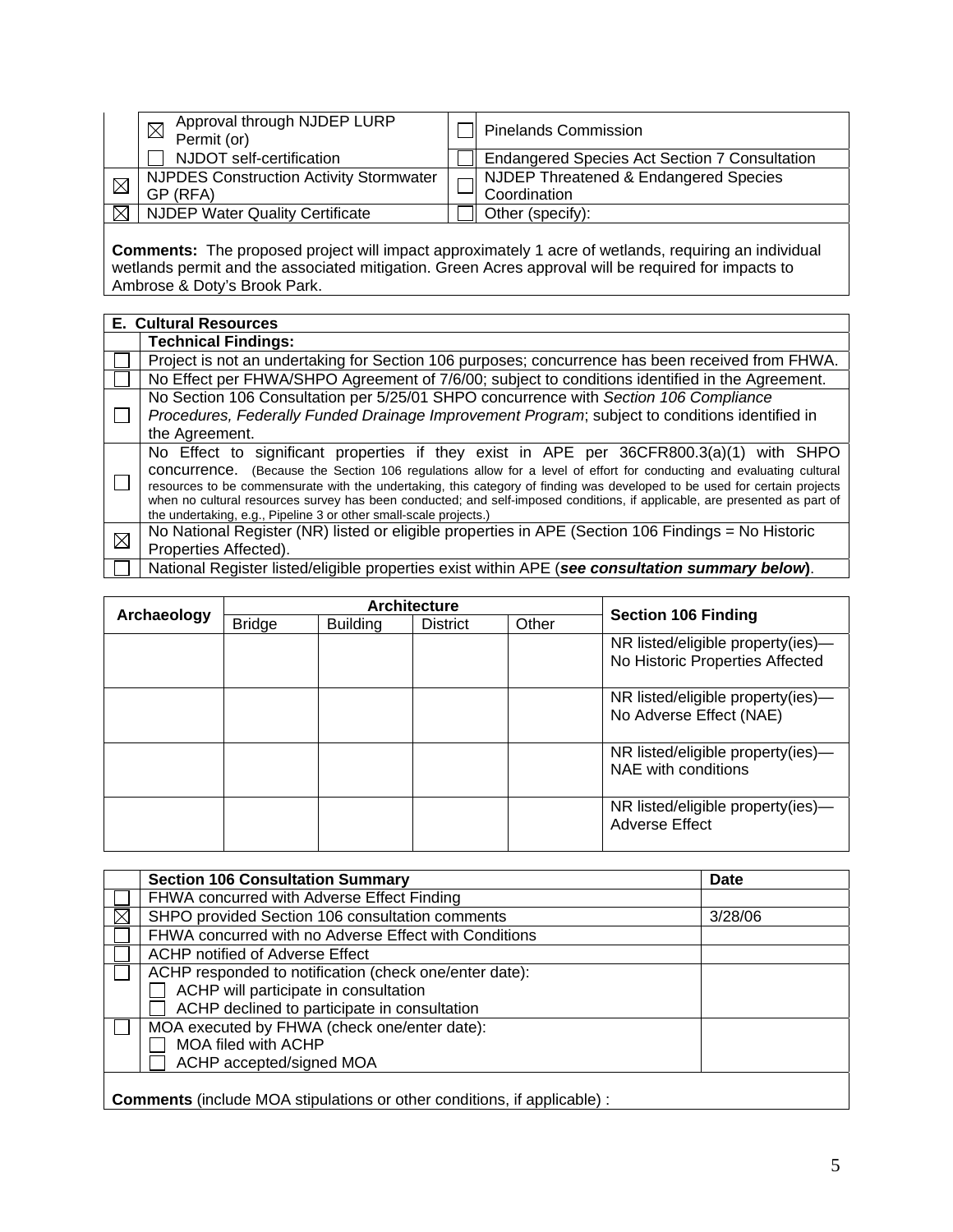| | | | |
|---|---|---|---|
| | ☒ Approval through NJDEP LURP Permit (or) | ☐ | Pinelands Commission |
| | ☐ NJDOT self-certification | ☐ | Endangered Species Act Section 7 Consultation |
| ☒ | NJPDES Construction Activity Stormwater GP (RFA) | ☐ | NJDEP Threatened & Endangered Species Coordination |
| ☒ | NJDEP Water Quality Certificate | ☐ | Other (specify): |

**Comments:** The proposed project will impact approximately 1 acre of wetlands, requiring an individual wetlands permit and the associated mitigation. Green Acres approval will be required for impacts to Ambrose & Doty's Brook Park.

| **E. Cultural Resources** | |
|---|---|
| | **Technical Findings:** |
| ☐ | Project is not an undertaking for Section 106 purposes; concurrence has been received from FHWA. |
| ☐ | No Effect per FHWA/SHPO Agreement of 7/6/00; subject to conditions identified in the Agreement. |
| ☐ | No Section 106 Consultation per 5/25/01 SHPO concurrence with *Section 106 Compliance Procedures, Federally Funded Drainage Improvement Program*; subject to conditions identified in the Agreement. |
| ☐ | No Effect to significant properties if they exist in APE per 36CFR800.3(a)(1) with SHPO concurrence. (Because the Section 106 regulations allow for a level of effort for conducting and evaluating cultural resources to be commensurate with the undertaking, this category of finding was developed to be used for certain projects when no cultural resources survey has been conducted; and self-imposed conditions, if applicable, are presented as part of the undertaking, e.g., Pipeline 3 or other small-scale projects.) |
| ☒ | No National Register (NR) listed or eligible properties in APE (Section 106 Findings = No Historic Properties Affected). |
| ☐ | National Register listed/eligible properties exist within APE (***see consultation summary below***). |

| Archaeology | Architecture | | | | Section 106 Finding |
|---|---|---|---|---|---|
| | Bridge | Building | District | Other | |
| | | | | | NR listed/eligible property(ies)—No Historic Properties Affected |
| | | | | | NR listed/eligible property(ies)—No Adverse Effect (NAE) |
| | | | | | NR listed/eligible property(ies)—NAE with conditions |
| | | | | | NR listed/eligible property(ies)—Adverse Effect |

| | **Section 106 Consultation Summary** | **Date** |
|---|---|---|
| ☐ | FHWA concurred with Adverse Effect Finding | |
| ☒ | SHPO provided Section 106 consultation comments | 3/28/06 |
| ☐ | FHWA concurred with no Adverse Effect with Conditions | |
| ☐ | ACHP notified of Adverse Effect | |
| ☐ | ACHP responded to notification (check one/enter date):<br>☐ ACHP will participate in consultation<br>☐ ACHP declined to participate in consultation | |
| ☐ | MOA executed by FHWA (check one/enter date):<br>☐ MOA filed with ACHP<br>☐ ACHP accepted/signed MOA | |

**Comments** (include MOA stipulations or other conditions, if applicable) :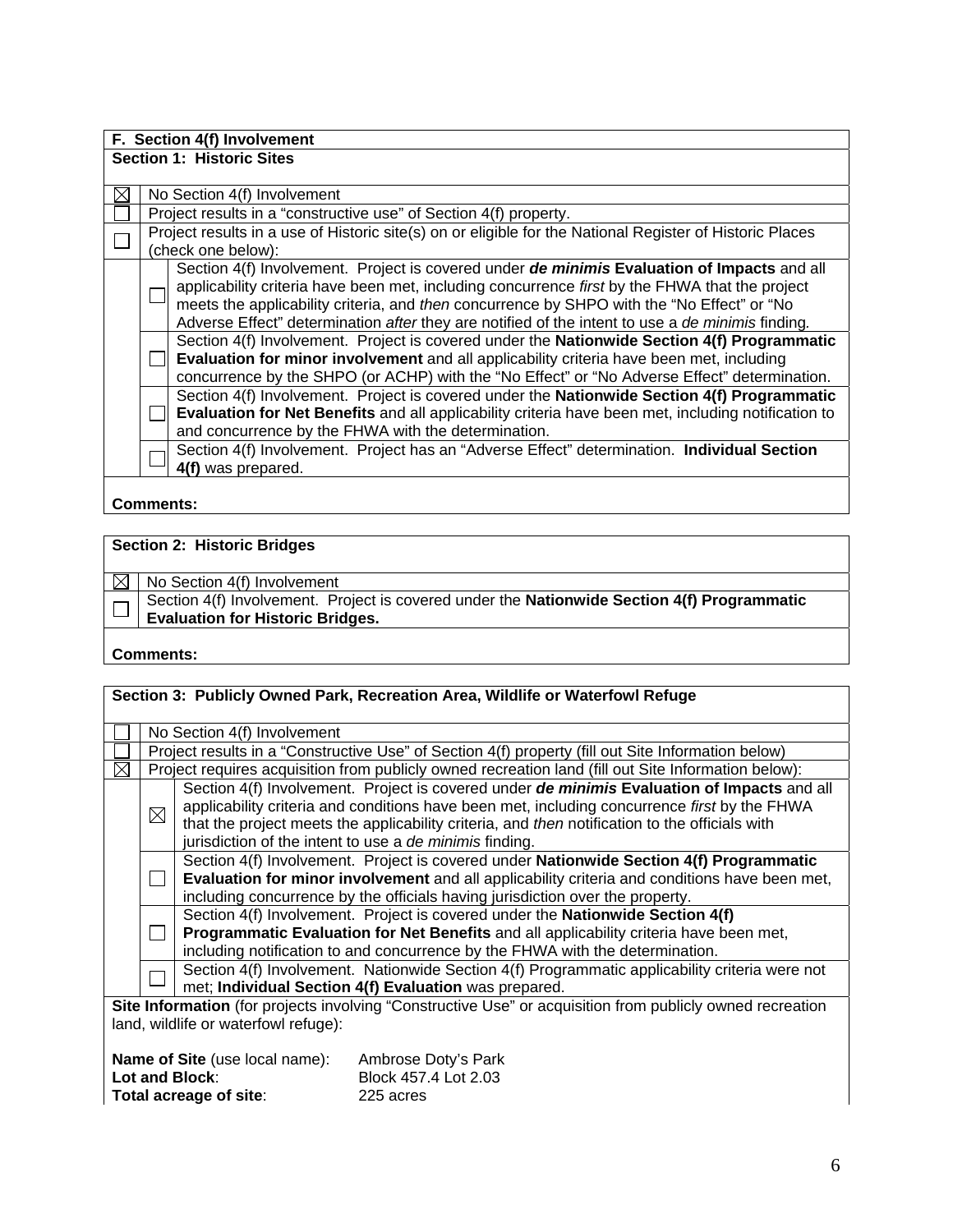| **F. Section 4(f) Involvement** | | |
|---|---|---|
| **Section 1: Historic Sites** | | |
| ☒ | No Section 4(f) Involvement | |
| ☐ | Project results in a "constructive use" of Section 4(f) property. | |
| ☐ | Project results in a use of Historic site(s) on or eligible for the National Register of Historic Places (check one below): | |
| | ☐ | Section 4(f) Involvement. Project is covered under ***de minimis*** **Evaluation of Impacts** and all applicability criteria have been met, including concurrence *first* by the FHWA that the project meets the applicability criteria, and *then* concurrence by SHPO with the "No Effect" or "No Adverse Effect" determination *after* they are notified of the intent to use a *de minimis* finding. |
| | ☐ | Section 4(f) Involvement. Project is covered under the **Nationwide Section 4(f) Programmatic Evaluation for minor involvement** and all applicability criteria have been met, including concurrence by the SHPO (or ACHP) with the "No Effect" or "No Adverse Effect" determination. |
| | ☐ | Section 4(f) Involvement. Project is covered under the **Nationwide Section 4(f) Programmatic Evaluation for Net Benefits** and all applicability criteria have been met, including notification to and concurrence by the FHWA with the determination. |
| | ☐ | Section 4(f) Involvement. Project has an "Adverse Effect" determination. **Individual Section 4(f)** was prepared. |
| **Comments:** | | |

| **Section 2: Historic Bridges** | |
|---|---|
| ☒ | No Section 4(f) Involvement |
| ☐ | Section 4(f) Involvement. Project is covered under the **Nationwide Section 4(f) Programmatic Evaluation for Historic Bridges.** |
| **Comments:** | |

| **Section 3: Publicly Owned Park, Recreation Area, Wildlife or Waterfowl Refuge** | | |
|---|---|---|
| ☐ | No Section 4(f) Involvement | |
| ☐ | Project results in a "Constructive Use" of Section 4(f) property (fill out Site Information below) | |
| ☒ | Project requires acquisition from publicly owned recreation land (fill out Site Information below): | |
| | ☒ | Section 4(f) Involvement. Project is covered under ***de minimis*** **Evaluation of Impacts** and all applicability criteria and conditions have been met, including concurrence *first* by the FHWA that the project meets the applicability criteria, and *then* notification to the officials with jurisdiction of the intent to use a *de minimis* finding. |
| | ☐ | Section 4(f) Involvement. Project is covered under **Nationwide Section 4(f) Programmatic Evaluation for minor involvement** and all applicability criteria and conditions have been met, including concurrence by the officials having jurisdiction over the property. |
| | ☐ | Section 4(f) Involvement. Project is covered under the **Nationwide Section 4(f) Programmatic Evaluation for Net Benefits** and all applicability criteria have been met, including notification to and concurrence by the FHWA with the determination. |
| | ☐ | Section 4(f) Involvement. Nationwide Section 4(f) Programmatic applicability criteria were not met; **Individual Section 4(f) Evaluation** was prepared. |

**Site Information** (for projects involving "Constructive Use" or acquisition from publicly owned recreation land, wildlife or waterfowl refuge):

**Name of Site** (use local name): Ambrose Doty's Park
**Lot and Block**: Block 457.4 Lot 2.03
**Total acreage of site**: 225 acres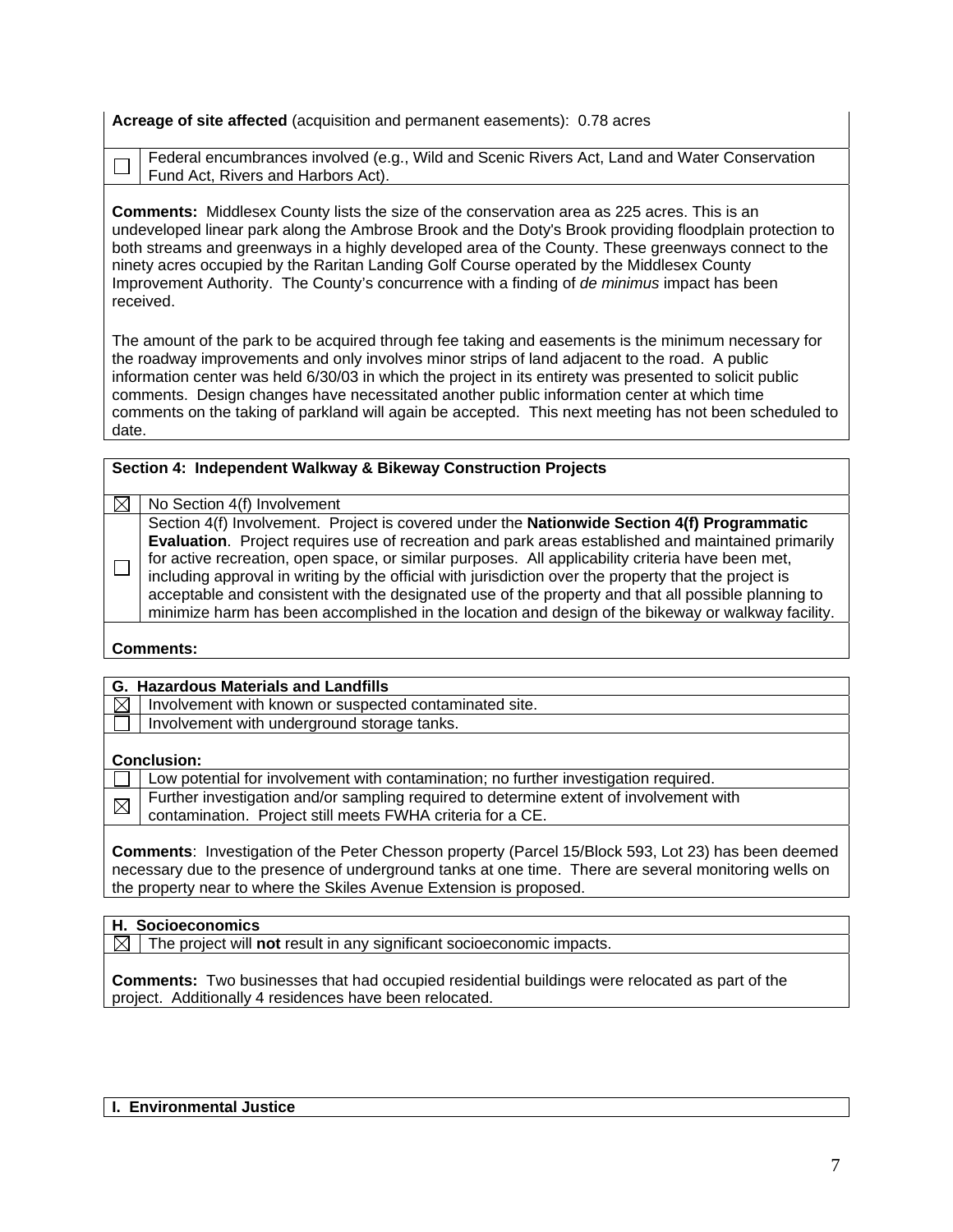**Acreage of site affected** (acquisition and permanent easements): 0.78 acres

| | |
|---|---|
| ☐ | Federal encumbrances involved (e.g., Wild and Scenic Rivers Act, Land and Water Conservation Fund Act, Rivers and Harbors Act). |

**Comments:** Middlesex County lists the size of the conservation area as 225 acres. This is an undeveloped linear park along the Ambrose Brook and the Doty's Brook providing floodplain protection to both streams and greenways in a highly developed area of the County. These greenways connect to the ninety acres occupied by the Raritan Landing Golf Course operated by the Middlesex County Improvement Authority. The County's concurrence with a finding of *de minimus* impact has been received.

The amount of the park to be acquired through fee taking and easements is the minimum necessary for the roadway improvements and only involves minor strips of land adjacent to the road. A public information center was held 6/30/03 in which the project in its entirety was presented to solicit public comments. Design changes have necessitated another public information center at which time comments on the taking of parkland will again be accepted. This next meeting has not been scheduled to date.

**Section 4: Independent Walkway & Bikeway Construction Projects**

| | |
|---|---|
| ☒ | No Section 4(f) Involvement |
| ☐ | Section 4(f) Involvement. Project is covered under the **Nationwide Section 4(f) Programmatic Evaluation**. Project requires use of recreation and park areas established and maintained primarily for active recreation, open space, or similar purposes. All applicability criteria have been met, including approval in writing by the official with jurisdiction over the property that the project is acceptable and consistent with the designated use of the property and that all possible planning to minimize harm has been accomplished in the location and design of the bikeway or walkway facility. |

**Comments:**

**G. Hazardous Materials and Landfills**

| | |
|---|---|
| ☒ | Involvement with known or suspected contaminated site. |
| ☐ | Involvement with underground storage tanks. |

**Conclusion:**

| | |
|---|---|
| ☐ | Low potential for involvement with contamination; no further investigation required. |
| ☒ | Further investigation and/or sampling required to determine extent of involvement with contamination. Project still meets FWHA criteria for a CE. |

**Comments**: Investigation of the Peter Chesson property (Parcel 15/Block 593, Lot 23) has been deemed necessary due to the presence of underground tanks at one time. There are several monitoring wells on the property near to where the Skiles Avenue Extension is proposed.

**H. Socioeconomics**

| | |
|---|---|
| ☒ | The project will **not** result in any significant socioeconomic impacts. |

**Comments:** Two businesses that had occupied residential buildings were relocated as part of the project. Additionally 4 residences have been relocated.

**I. Environmental Justice**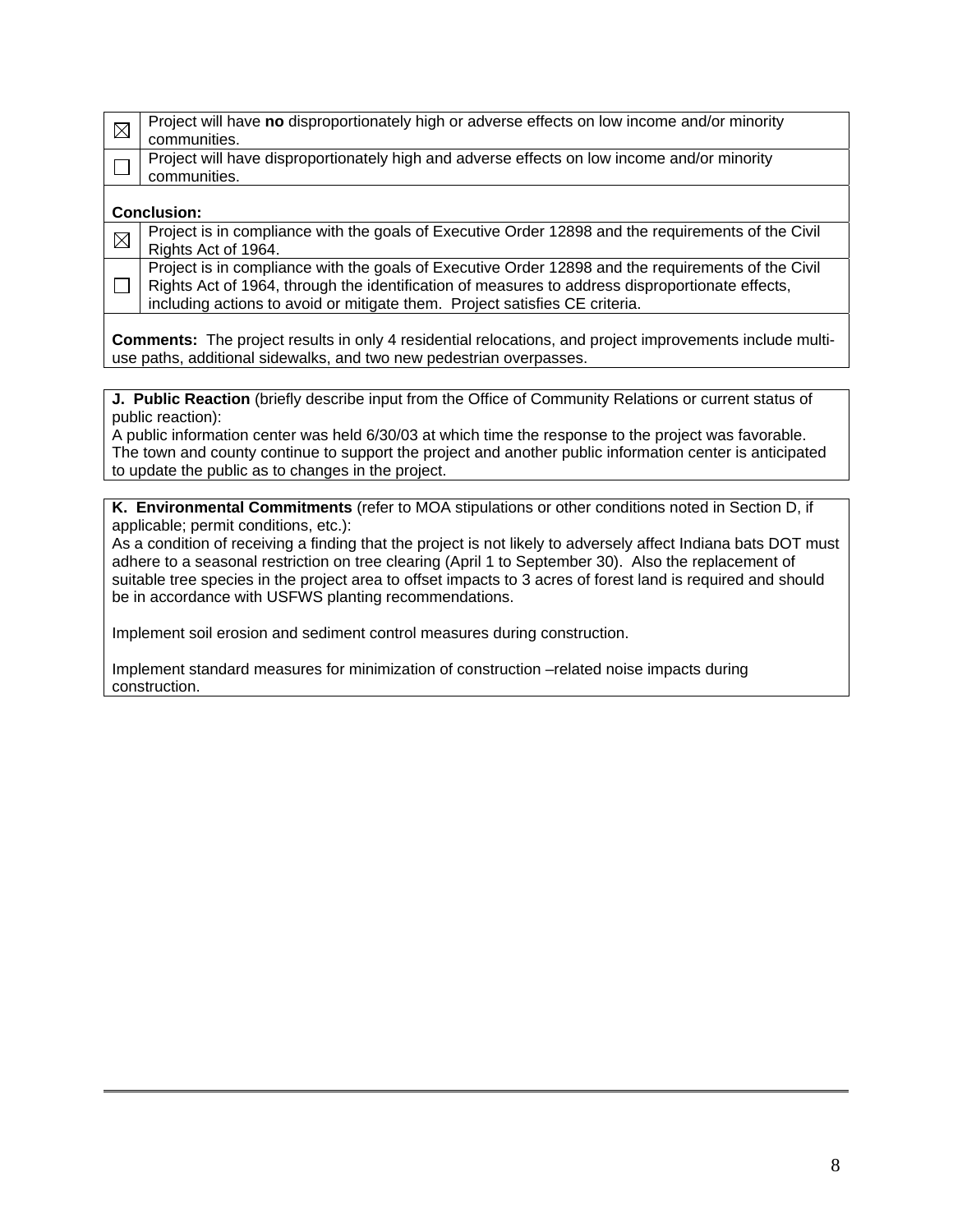| | |
|---|---|
| ☒ | Project will have **no** disproportionately high or adverse effects on low income and/or minority communities. |
| ☐ | Project will have disproportionately high and adverse effects on low income and/or minority communities. |

**Conclusion:**

| | |
|---|---|
| ☒ | Project is in compliance with the goals of Executive Order 12898 and the requirements of the Civil Rights Act of 1964. |
| ☐ | Project is in compliance with the goals of Executive Order 12898 and the requirements of the Civil Rights Act of 1964, through the identification of measures to address disproportionate effects, including actions to avoid or mitigate them. Project satisfies CE criteria. |

**Comments:** The project results in only 4 residential relocations, and project improvements include multi-use paths, additional sidewalks, and two new pedestrian overpasses.

**J. Public Reaction** (briefly describe input from the Office of Community Relations or current status of public reaction):

A public information center was held 6/30/03 at which time the response to the project was favorable. The town and county continue to support the project and another public information center is anticipated to update the public as to changes in the project.

**K. Environmental Commitments** (refer to MOA stipulations or other conditions noted in Section D, if applicable; permit conditions, etc.):

As a condition of receiving a finding that the project is not likely to adversely affect Indiana bats DOT must adhere to a seasonal restriction on tree clearing (April 1 to September 30). Also the replacement of suitable tree species in the project area to offset impacts to 3 acres of forest land is required and should be in accordance with USFWS planting recommendations.

Implement soil erosion and sediment control measures during construction.

Implement standard measures for minimization of construction –related noise impacts during construction.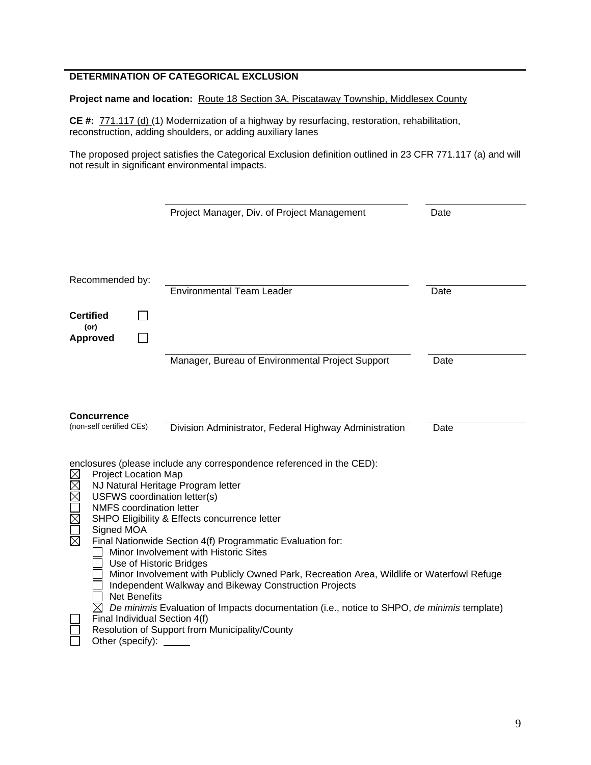## DETERMINATION OF CATEGORICAL EXCLUSION

**Project name and location:** Route 18 Section 3A, Piscataway Township, Middlesex County

**CE #:** 771.117 (d) (1) Modernization of a highway by resurfacing, restoration, rehabilitation, reconstruction, adding shoulders, or adding auxiliary lanes

The proposed project satisfies the Categorical Exclusion definition outlined in 23 CFR 771.117 (a) and will not result in significant environmental impacts.

| | | |
|---|---|---|
| | Project Manager, Div. of Project Management | Date |
| Recommended by: | Environmental Team Leader | Date |
| **Certified** ☐ (or) **Approved** ☐ | Manager, Bureau of Environmental Project Support | Date |
| **Concurrence** (non-self certified CEs) | Division Administrator, Federal Highway Administration | Date |

enclosures (please include any correspondence referenced in the CED):

- ☒ Project Location Map
- ☒ NJ Natural Heritage Program letter
- ☒ USFWS coordination letter(s)
- ☐ NMFS coordination letter
- ☒ SHPO Eligibility & Effects concurrence letter
- ☐ Signed MOA
- ☒ Final Nationwide Section 4(f) Programmatic Evaluation for:
  - ☐ Minor Involvement with Historic Sites
  - ☐ Use of Historic Bridges
  - ☐ Minor Involvement with Publicly Owned Park, Recreation Area, Wildlife or Waterfowl Refuge
  - ☐ Independent Walkway and Bikeway Construction Projects
  - ☐ Net Benefits
  - ☒ *De minimis* Evaluation of Impacts documentation (i.e., notice to SHPO, *de minimis* template)
- ☐ Final Individual Section 4(f)
- ☐ Resolution of Support from Municipality/County
- ☐ Other (specify): _____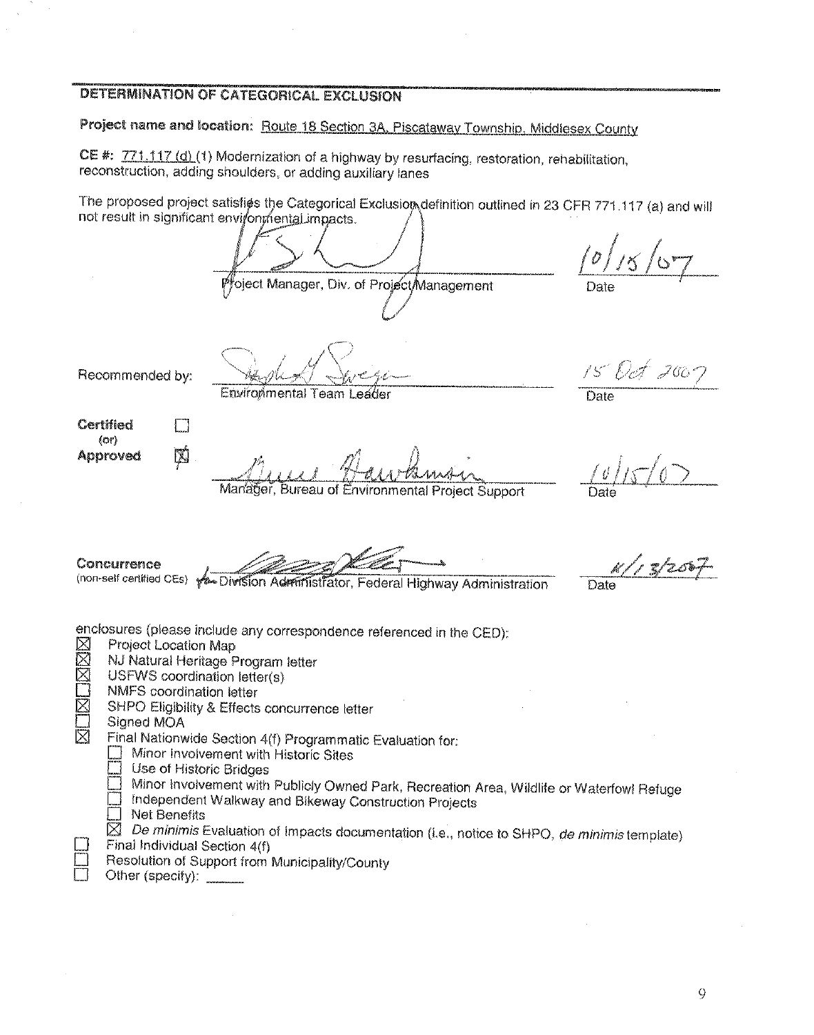## DETERMINATION OF CATEGORICAL EXCLUSION

**Project name and location:** Route 18 Section 3A, Piscataway Township, Middlesex County

**CE #:** 771.117 (d) (1) Modernization of a highway by resurfacing, restoration, rehabilitation, reconstruction, adding shoulders, or adding auxiliary lanes

The proposed project satisfies the Categorical Exclusion definition outlined in 23 CFR 771.117 (a) and will not result in significant environmental impacts.

Project Manager, Div. of Project Management — Date: 10/15/07

Recommended by: Environmental Team Leader — Date: 15 Oct 2007

**Certified** ☐
(or)
**Approved** ☒

Manager, Bureau of Environmental Project Support — Date: 10/15/07

**Concurrence**
(non-self certified CEs) for Division Administrator, Federal Highway Administration — Date: 11/13/2007

enclosures (please include any correspondence referenced in the CED):

- ☒ Project Location Map
- ☒ NJ Natural Heritage Program letter
- ☒ USFWS coordination letter(s)
- ☐ NMFS coordination letter
- ☒ SHPO Eligibility & Effects concurrence letter
- ☐ Signed MOA
- ☒ Final Nationwide Section 4(f) Programmatic Evaluation for:
  - ☐ Minor Involvement with Historic Sites
  - ☐ Use of Historic Bridges
  - ☐ Minor Involvement with Publicly Owned Park, Recreation Area, Wildlife or Waterfowl Refuge
  - ☐ Independent Walkway and Bikeway Construction Projects
  - ☐ Net Benefits
  - ☒ *De minimis* Evaluation of Impacts documentation (i.e., notice to SHPO, *de minimis* template)
- ☐ Final Individual Section 4(f)
- ☐ Resolution of Support from Municipality/County
- ☐ Other (specify): _____